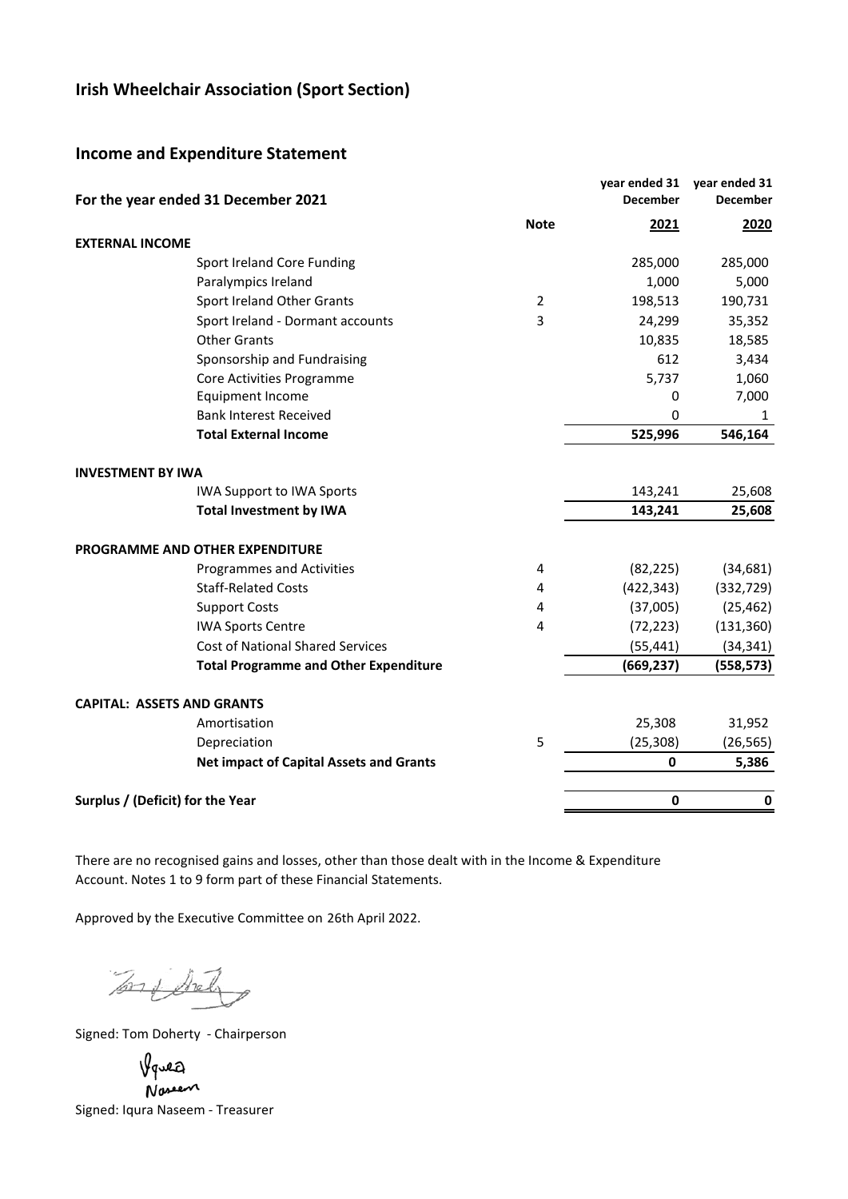# Irish Wheelchair Association (Sport Section)

## Income and Expenditure Statement

| For the year ended 31 December 2021 | Note | year ended 31 December 2021 | year ended 31 December 2020 |
|---|---|---|---|
| **EXTERNAL INCOME** | | | |
| Sport Ireland Core Funding | | 285,000 | 285,000 |
| Paralympics Ireland | | 1,000 | 5,000 |
| Sport Ireland Other Grants | 2 | 198,513 | 190,731 |
| Sport Ireland - Dormant accounts | 3 | 24,299 | 35,352 |
| Other Grants | | 10,835 | 18,585 |
| Sponsorship and Fundraising | | 612 | 3,434 |
| Core Activities Programme | | 5,737 | 1,060 |
| Equipment Income | | 0 | 7,000 |
| Bank Interest Received | | 0 | 1 |
| **Total External Income** | | **525,996** | **546,164** |
| **INVESTMENT BY IWA** | | | |
| IWA Support to IWA Sports | | 143,241 | 25,608 |
| **Total Investment by IWA** | | **143,241** | **25,608** |
| **PROGRAMME AND OTHER EXPENDITURE** | | | |
| Programmes and Activities | 4 | (82,225) | (34,681) |
| Staff-Related Costs | 4 | (422,343) | (332,729) |
| Support Costs | 4 | (37,005) | (25,462) |
| IWA Sports Centre | 4 | (72,223) | (131,360) |
| Cost of National Shared Services | | (55,441) | (34,341) |
| **Total Programme and Other Expenditure** | | **(669,237)** | **(558,573)** |
| **CAPITAL: ASSETS AND GRANTS** | | | |
| Amortisation | | 25,308 | 31,952 |
| Depreciation | 5 | (25,308) | (26,565) |
| **Net impact of Capital Assets and Grants** | | **0** | **5,386** |
| **Surplus / (Deficit) for the Year** | | **0** | **0** |

There are no recognised gains and losses, other than those dealt with in the Income & Expenditure Account. Notes 1 to 9 form part of these Financial Statements.

Approved by the Executive Committee on 26th April 2022.

Signed: Tom Doherty - Chairperson

Signed: Iqura Naseem - Treasurer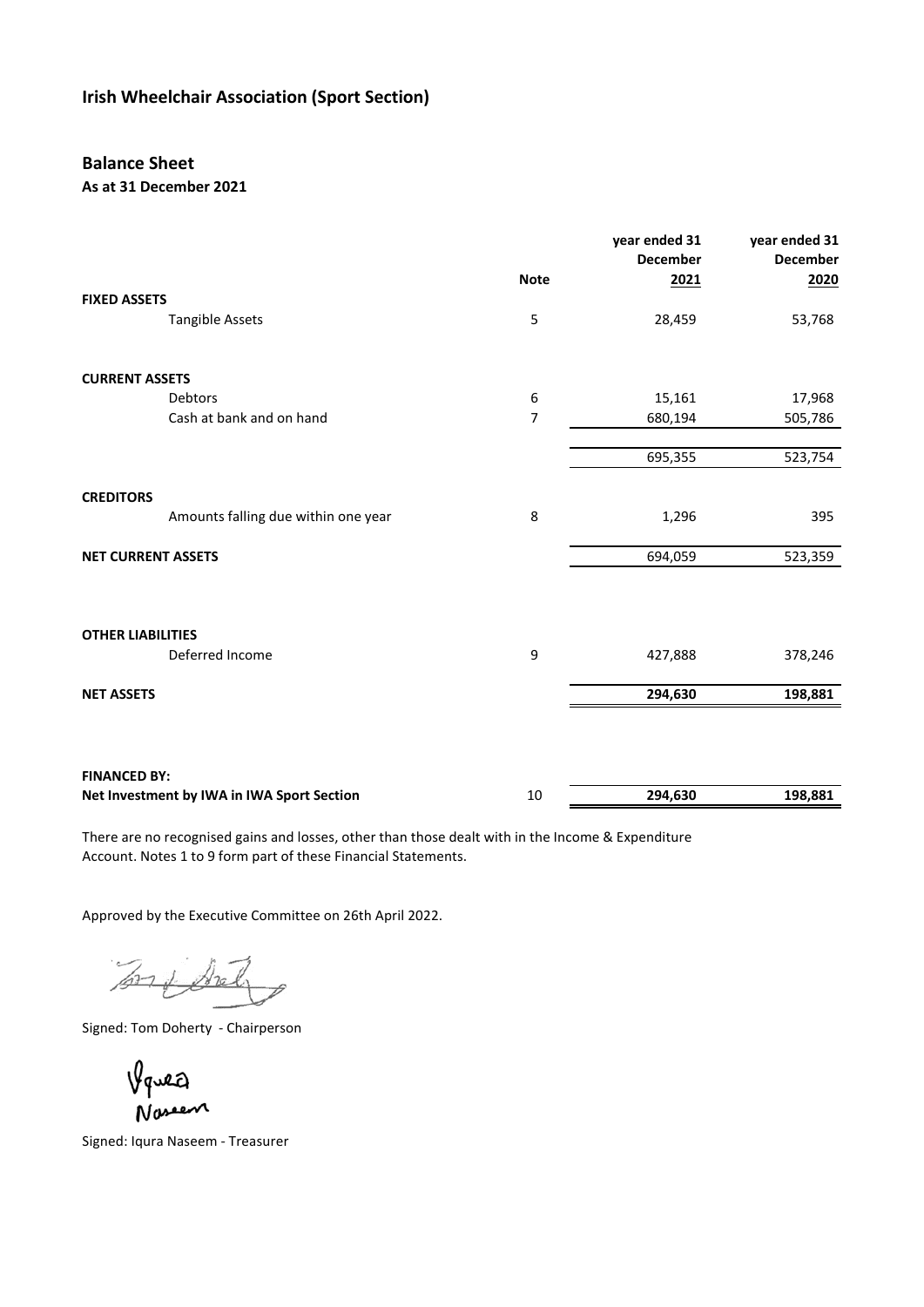## Irish Wheelchair Association (Sport Section)

### Balance Sheet

**As at 31 December 2021**

| | Note | year ended 31 December 2021 | year ended 31 December 2020 |
|---|---|---|---|
| **FIXED ASSETS** | | | |
| Tangible Assets | 5 | 28,459 | 53,768 |
| | | | |
| **CURRENT ASSETS** | | | |
| Debtors | 6 | 15,161 | 17,968 |
| Cash at bank and on hand | 7 | 680,194 | 505,786 |
| | | 695,355 | 523,754 |
| | | | |
| **CREDITORS** | | | |
| Amounts falling due within one year | 8 | 1,296 | 395 |
| | | | |
| **NET CURRENT ASSETS** | | 694,059 | 523,359 |
| | | | |
| **OTHER LIABILITIES** | | | |
| Deferred Income | 9 | 427,888 | 378,246 |
| | | | |
| **NET ASSETS** | | **294,630** | **198,881** |
| | | | |
| **FINANCED BY:** | | | |
| **Net Investment by IWA in IWA Sport Section** | 10 | **294,630** | **198,881** |

There are no recognised gains and losses, other than those dealt with in the Income & Expenditure Account. Notes 1 to 9 form part of these Financial Statements.

Approved by the Executive Committee on 26th April 2022.

Signed: Tom Doherty - Chairperson

Signed: Iqura Naseem - Treasurer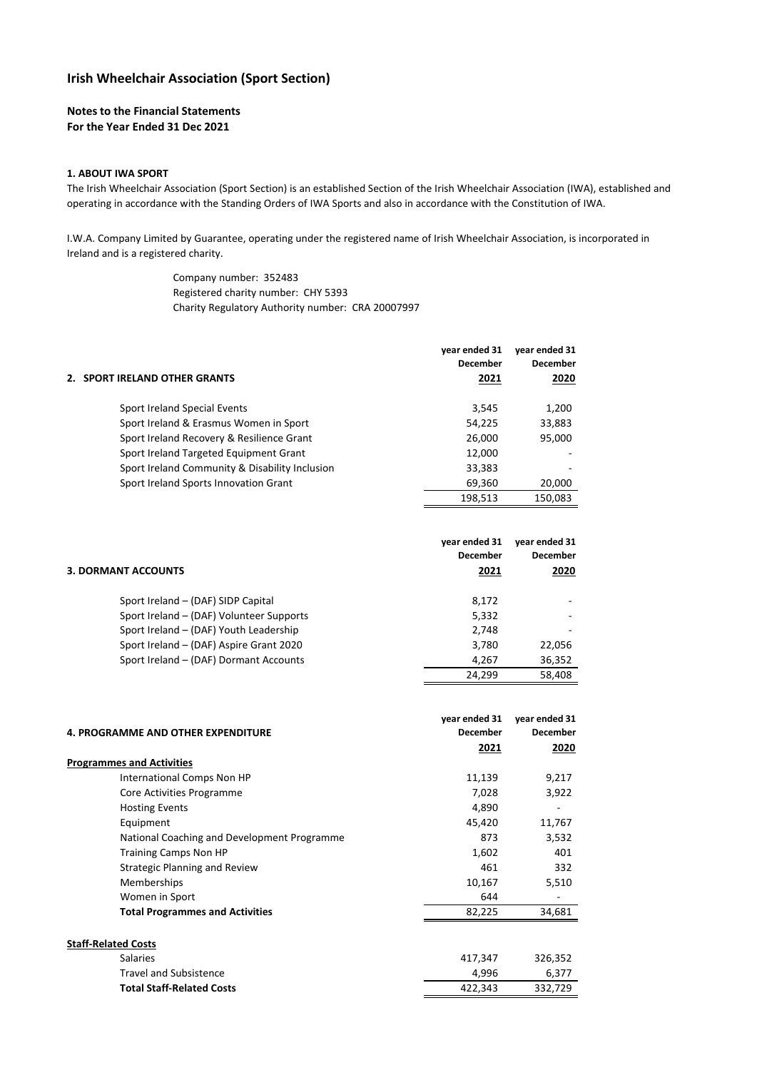# Irish Wheelchair Association (Sport Section)

**Notes to the Financial Statements**
**For the Year Ended 31 Dec 2021**

### 1. ABOUT IWA SPORT

The Irish Wheelchair Association (Sport Section) is an established Section of the Irish Wheelchair Association (IWA), established and operating in accordance with the Standing Orders of IWA Sports and also in accordance with the Constitution of IWA.

I.W.A. Company Limited by Guarantee, operating under the registered name of Irish Wheelchair Association, is incorporated in Ireland and is a registered charity.

Company number: 352483
Registered charity number: CHY 5393
Charity Regulatory Authority number: CRA 20007997

| 2. SPORT IRELAND OTHER GRANTS | year ended 31 December 2021 | year ended 31 December 2020 |
|---|---|---|
| Sport Ireland Special Events | 3,545 | 1,200 |
| Sport Ireland & Erasmus Women in Sport | 54,225 | 33,883 |
| Sport Ireland Recovery & Resilience Grant | 26,000 | 95,000 |
| Sport Ireland Targeted Equipment Grant | 12,000 | - |
| Sport Ireland Community & Disability Inclusion | 33,383 | - |
| Sport Ireland Sports Innovation Grant | 69,360 | 20,000 |
| | 198,513 | 150,083 |

| 3. DORMANT ACCOUNTS | year ended 31 December 2021 | year ended 31 December 2020 |
|---|---|---|
| Sport Ireland – (DAF) SIDP Capital | 8,172 | - |
| Sport Ireland – (DAF) Volunteer Supports | 5,332 | - |
| Sport Ireland – (DAF) Youth Leadership | 2,748 | - |
| Sport Ireland – (DAF) Aspire Grant 2020 | 3,780 | 22,056 |
| Sport Ireland – (DAF) Dormant Accounts | 4,267 | 36,352 |
| | 24,299 | 58,408 |

| 4. PROGRAMME AND OTHER EXPENDITURE | year ended 31 December 2021 | year ended 31 December 2020 |
|---|---|---|
| **Programmes and Activities** | | |
| International Comps Non HP | 11,139 | 9,217 |
| Core Activities Programme | 7,028 | 3,922 |
| Hosting Events | 4,890 | - |
| Equipment | 45,420 | 11,767 |
| National Coaching and Development Programme | 873 | 3,532 |
| Training Camps Non HP | 1,602 | 401 |
| Strategic Planning and Review | 461 | 332 |
| Memberships | 10,167 | 5,510 |
| Women in Sport | 644 | - |
| **Total Programmes and Activities** | 82,225 | 34,681 |
| | | |
| **Staff-Related Costs** | | |
| Salaries | 417,347 | 326,352 |
| Travel and Subsistence | 4,996 | 6,377 |
| **Total Staff-Related Costs** | 422,343 | 332,729 |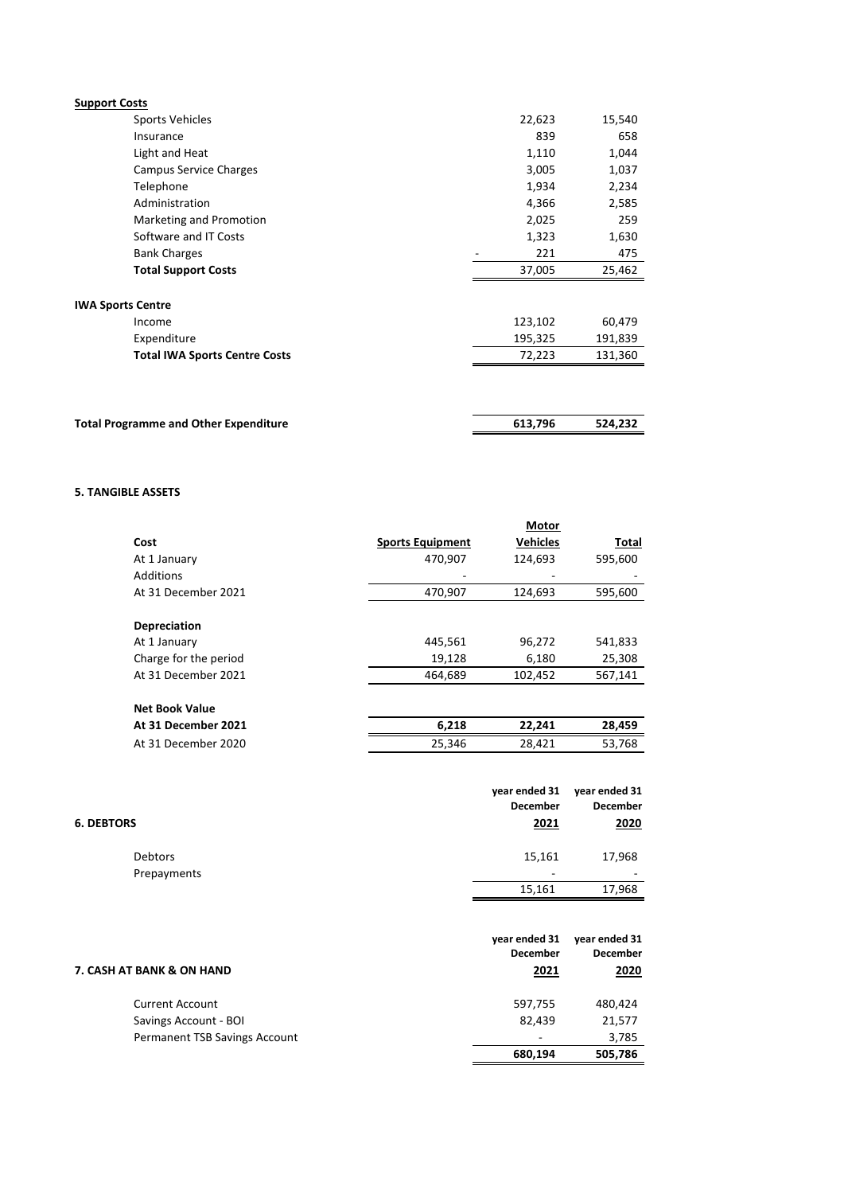**Support Costs**

| | 2021 | 2020 |
|---|---|---|
| Sports Vehicles | 22,623 | 15,540 |
| Insurance | 839 | 658 |
| Light and Heat | 1,110 | 1,044 |
| Campus Service Charges | 3,005 | 1,037 |
| Telephone | 1,934 | 2,234 |
| Administration | 4,366 | 2,585 |
| Marketing and Promotion | 2,025 | 259 |
| Software and IT Costs | 1,323 | 1,630 |
| Bank Charges | - 221 | 475 |
| **Total Support Costs** | 37,005 | 25,462 |

**IWA Sports Centre**

| | 2021 | 2020 |
|---|---|---|
| Income | 123,102 | 60,479 |
| Expenditure | 195,325 | 191,839 |
| **Total IWA Sports Centre Costs** | 72,223 | 131,360 |

| | 2021 | 2020 |
|---|---|---|
| **Total Programme and Other Expenditure** | **613,796** | **524,232** |

**5. TANGIBLE ASSETS**

| Cost | Sports Equipment | Motor Vehicles | Total |
|---|---|---|---|
| At 1 January | 470,907 | 124,693 | 595,600 |
| Additions | - | - | - |
| At 31 December 2021 | 470,907 | 124,693 | 595,600 |
| **Depreciation** | | | |
| At 1 January | 445,561 | 96,272 | 541,833 |
| Charge for the period | 19,128 | 6,180 | 25,308 |
| At 31 December 2021 | 464,689 | 102,452 | 567,141 |
| **Net Book Value** | | | |
| **At 31 December 2021** | **6,218** | **22,241** | **28,459** |
| At 31 December 2020 | 25,346 | 28,421 | 53,768 |

**6. DEBTORS**

| | year ended 31 December 2021 | year ended 31 December 2020 |
|---|---|---|
| Debtors | 15,161 | 17,968 |
| Prepayments | - | - |
| | 15,161 | 17,968 |

**7. CASH AT BANK & ON HAND**

| | year ended 31 December 2021 | year ended 31 December 2020 |
|---|---|---|
| Current Account | 597,755 | 480,424 |
| Savings Account - BOI | 82,439 | 21,577 |
| Permanent TSB Savings Account | - | 3,785 |
| | **680,194** | **505,786** |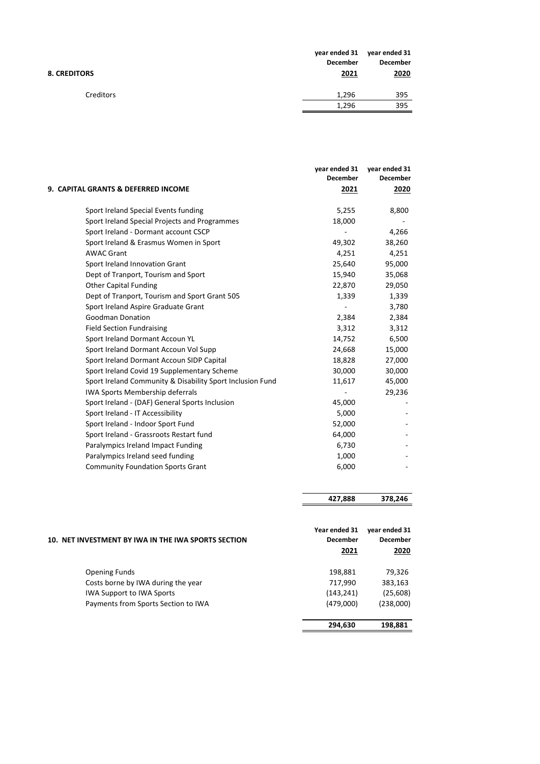## 8. CREDITORS

| | year ended 31 December 2021 | year ended 31 December 2020 |
|---|---|---|
| Creditors | 1,296 | 395 |
| | 1,296 | 395 |

## 9. CAPITAL GRANTS & DEFERRED INCOME

| | year ended 31 December 2021 | year ended 31 December 2020 |
|---|---|---|
| Sport Ireland Special Events funding | 5,255 | 8,800 |
| Sport Ireland Special Projects and Programmes | 18,000 | - |
| Sport Ireland - Dormant account CSCP | - | 4,266 |
| Sport Ireland & Erasmus Women in Sport | 49,302 | 38,260 |
| AWAC Grant | 4,251 | 4,251 |
| Sport Ireland Innovation Grant | 25,640 | 95,000 |
| Dept of Tranport, Tourism and Sport | 15,940 | 35,068 |
| Other Capital Funding | 22,870 | 29,050 |
| Dept of Tranport, Tourism and Sport Grant 505 | 1,339 | 1,339 |
| Sport Ireland Aspire Graduate Grant | - | 3,780 |
| Goodman Donation | 2,384 | 2,384 |
| Field Section Fundraising | 3,312 | 3,312 |
| Sport Ireland Dormant Accoun YL | 14,752 | 6,500 |
| Sport Ireland Dormant Accoun Vol Supp | 24,668 | 15,000 |
| Sport Ireland Dormant Accoun SIDP Capital | 18,828 | 27,000 |
| Sport Ireland Covid 19 Supplementary Scheme | 30,000 | 30,000 |
| Sport Ireland Community & Disability Sport Inclusion Fund | 11,617 | 45,000 |
| IWA Sports Membership deferrals | - | 29,236 |
| Sport Ireland - (DAF) General Sports Inclusion | 45,000 | - |
| Sport Ireland - IT Accessibility | 5,000 | - |
| Sport Ireland - Indoor Sport Fund | 52,000 | - |
| Sport Ireland - Grassroots Restart fund | 64,000 | - |
| Paralympics Ireland Impact Funding | 6,730 | - |
| Paralympics Ireland seed funding | 1,000 | - |
| Community Foundation Sports Grant | 6,000 | - |
| | **427,888** | **378,246** |

## 10. NET INVESTMENT BY IWA IN THE IWA SPORTS SECTION

| | Year ended 31 December 2021 | year ended 31 December 2020 |
|---|---|---|
| Opening Funds | 198,881 | 79,326 |
| Costs borne by IWA during the year | 717,990 | 383,163 |
| IWA Support to IWA Sports | (143,241) | (25,608) |
| Payments from Sports Section to IWA | (479,000) | (238,000) |
| | **294,630** | **198,881** |